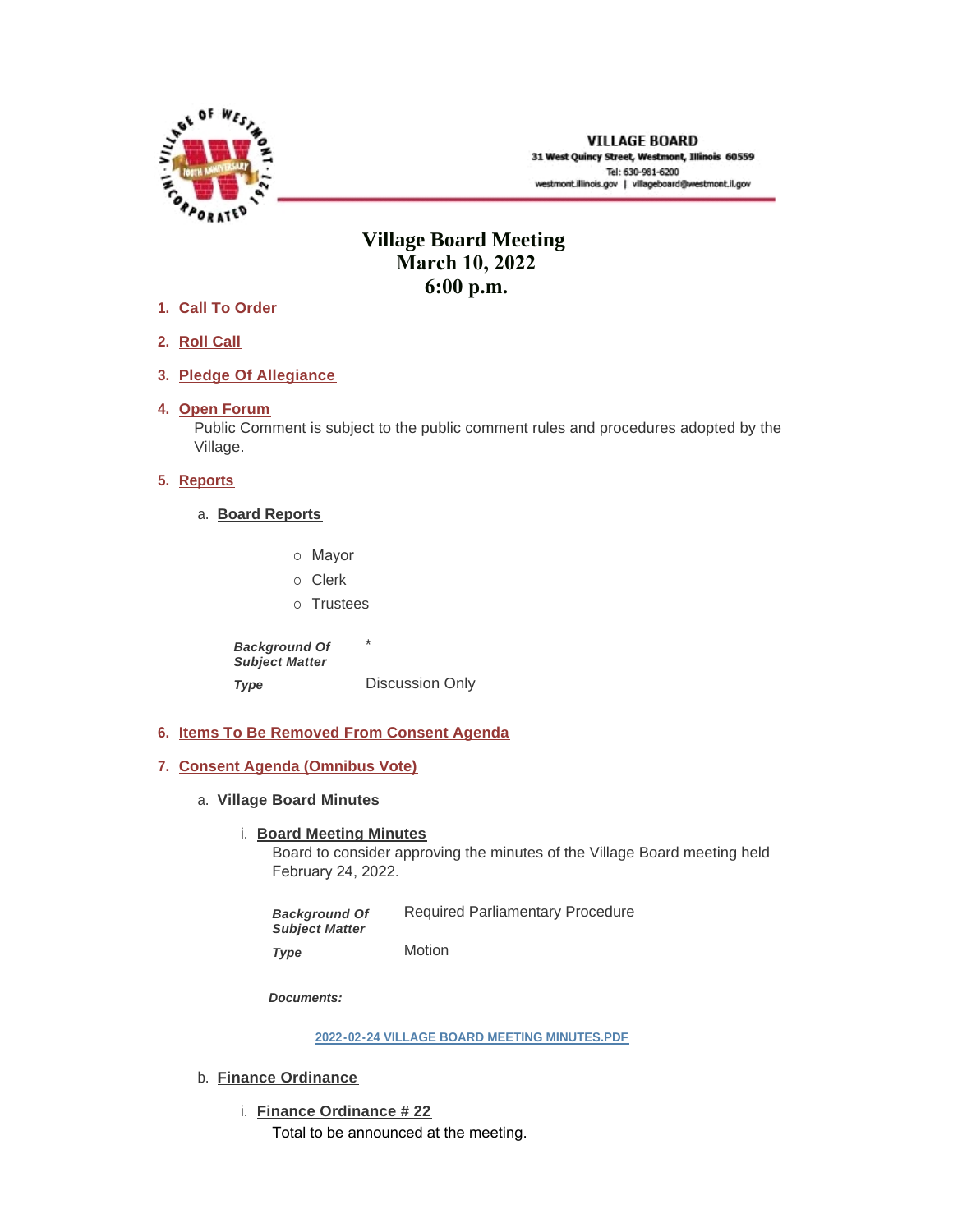VILLAGE BOARD
31 West Quincy Street, Westmont, Illinois 60559
Tel: 630-981-6200
westmont.illinois.gov | villageboard@westmont.il.gov

# Village Board Meeting
# March 10, 2022
# 6:00 p.m.

1. **Call To Order**

2. **Roll Call**

3. **Pledge Of Allegiance**

4. **Open Forum**
   Public Comment is subject to the public comment rules and procedures adopted by the Village.

5. **Reports**

   a. **Board Reports**

      - Mayor
      - Clerk
      - Trustees

      | | |
      |---|---|
      | ***Background Of Subject Matter*** | * |
      | ***Type*** | Discussion Only |

6. **Items To Be Removed From Consent Agenda**

7. **Consent Agenda (Omnibus Vote)**

   a. **Village Board Minutes**

      i. **Board Meeting Minutes**
         Board to consider approving the minutes of the Village Board meeting held February 24, 2022.

      | | |
      |---|---|
      | ***Background Of Subject Matter*** | Required Parliamentary Procedure |
      | ***Type*** | Motion |

      ***Documents:***

      2022-02-24 VILLAGE BOARD MEETING MINUTES.PDF

   b. **Finance Ordinance**

      i. **Finance Ordinance # 22**
         Total to be announced at the meeting.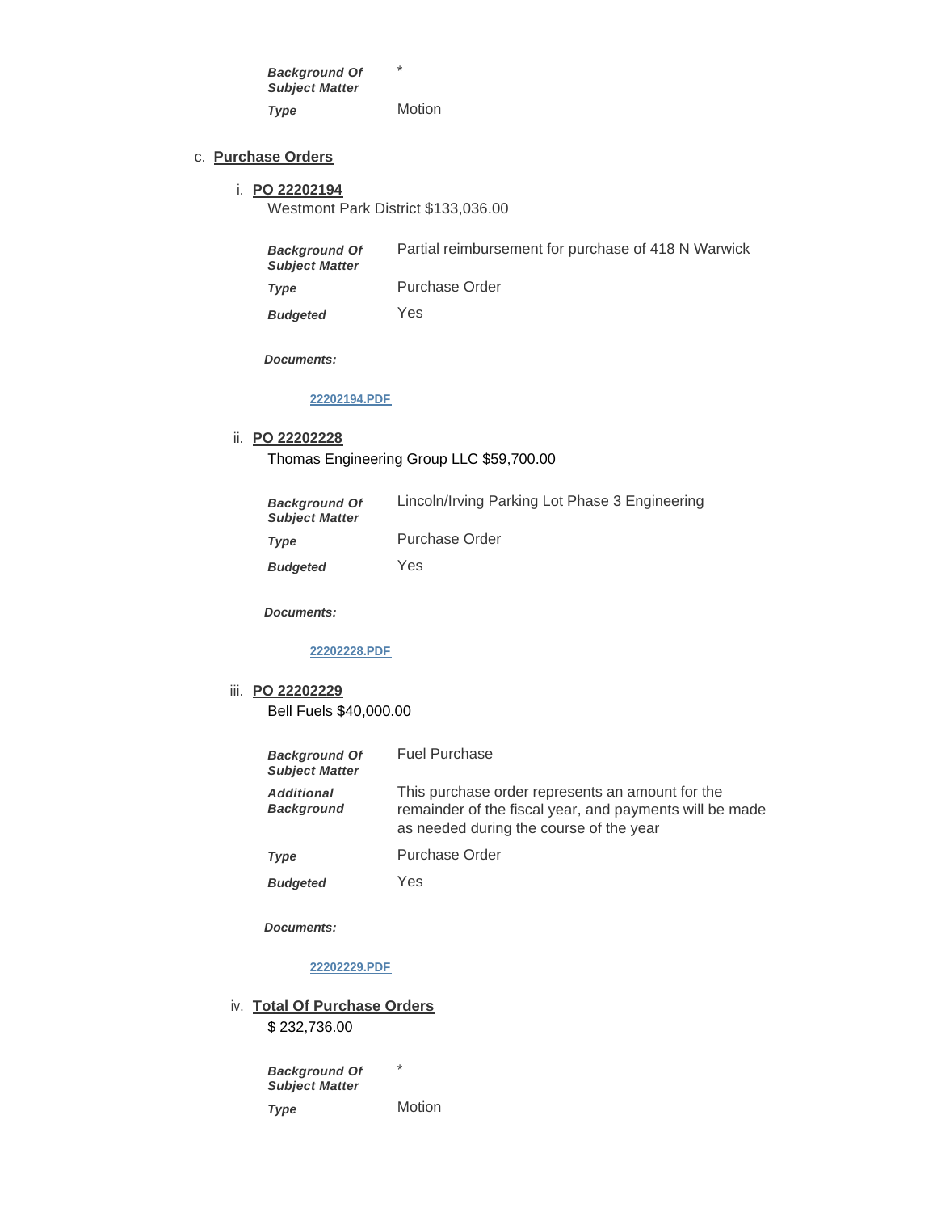| | |
|---|---|
| ***Background Of Subject Matter*** | * |
| ***Type*** | Motion |

c. **Purchase Orders**

i. **PO 22202194**

Westmont Park District $133,036.00

| | |
|---|---|
| ***Background Of Subject Matter*** | Partial reimbursement for purchase of 418 N Warwick |
| ***Type*** | Purchase Order |
| ***Budgeted*** | Yes |

***Documents:***

22202194.PDF

ii. **PO 22202228**

Thomas Engineering Group LLC $59,700.00

| | |
|---|---|
| ***Background Of Subject Matter*** | Lincoln/Irving Parking Lot Phase 3 Engineering |
| ***Type*** | Purchase Order |
| ***Budgeted*** | Yes |

***Documents:***

22202228.PDF

iii. **PO 22202229**

Bell Fuels $40,000.00

| | |
|---|---|
| ***Background Of Subject Matter*** | Fuel Purchase |
| ***Additional Background*** | This purchase order represents an amount for the remainder of the fiscal year, and payments will be made as needed during the course of the year |
| ***Type*** | Purchase Order |
| ***Budgeted*** | Yes |

***Documents:***

22202229.PDF

iv. **Total Of Purchase Orders**

$ 232,736.00

| | |
|---|---|
| ***Background Of Subject Matter*** | * |
| ***Type*** | Motion |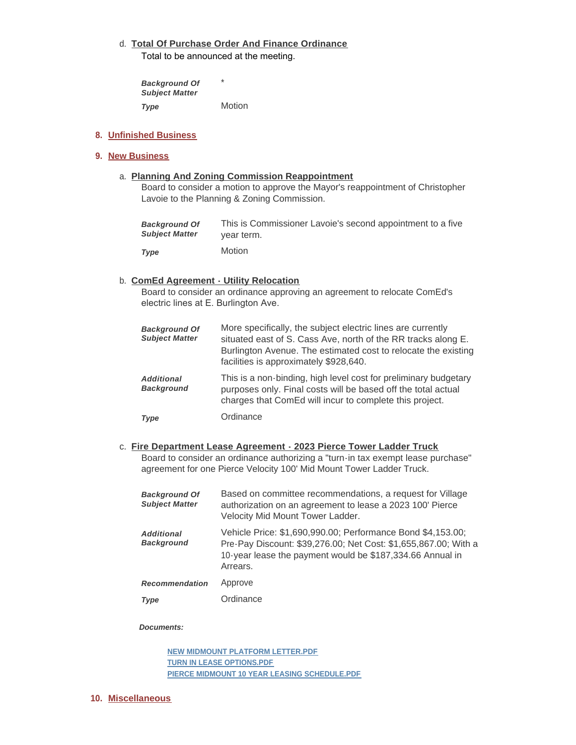d. **Total Of Purchase Order And Finance Ordinance**

Total to be announced at the meeting.

| | |
|---|---|
| ***Background Of Subject Matter*** | * |
| ***Type*** | Motion |

## 8. Unfinished Business

## 9. New Business

a. **Planning And Zoning Commission Reappointment**

Board to consider a motion to approve the Mayor's reappointment of Christopher Lavoie to the Planning & Zoning Commission.

| | |
|---|---|
| ***Background Of Subject Matter*** | This is Commissioner Lavoie's second appointment to a five year term. |
| ***Type*** | Motion |

b. **ComEd Agreement - Utility Relocation**

Board to consider an ordinance approving an agreement to relocate ComEd's electric lines at E. Burlington Ave.

| | |
|---|---|
| ***Background Of Subject Matter*** | More specifically, the subject electric lines are currently situated east of S. Cass Ave, north of the RR tracks along E. Burlington Avenue. The estimated cost to relocate the existing facilities is approximately $928,640. |
| ***Additional Background*** | This is a non-binding, high level cost for preliminary budgetary purposes only. Final costs will be based off the total actual charges that ComEd will incur to complete this project. |
| ***Type*** | Ordinance |

c. **Fire Department Lease Agreement - 2023 Pierce Tower Ladder Truck**

Board to consider an ordinance authorizing a "turn-in tax exempt lease purchase" agreement for one Pierce Velocity 100' Mid Mount Tower Ladder Truck.

| | |
|---|---|
| ***Background Of Subject Matter*** | Based on committee recommendations, a request for Village authorization on an agreement to lease a 2023 100' Pierce Velocity Mid Mount Tower Ladder. |
| ***Additional Background*** | Vehicle Price: $1,690,990.00; Performance Bond $4,153.00; Pre-Pay Discount: $39,276.00; Net Cost: $1,655,867.00; With a 10-year lease the payment would be $187,334.66 Annual in Arrears. |
| ***Recommendation*** | Approve |
| ***Type*** | Ordinance |

***Documents:***

- NEW MIDMOUNT PLATFORM LETTER.PDF
- TURN IN LEASE OPTIONS.PDF
- PIERCE MIDMOUNT 10 YEAR LEASING SCHEDULE.PDF

## 10. Miscellaneous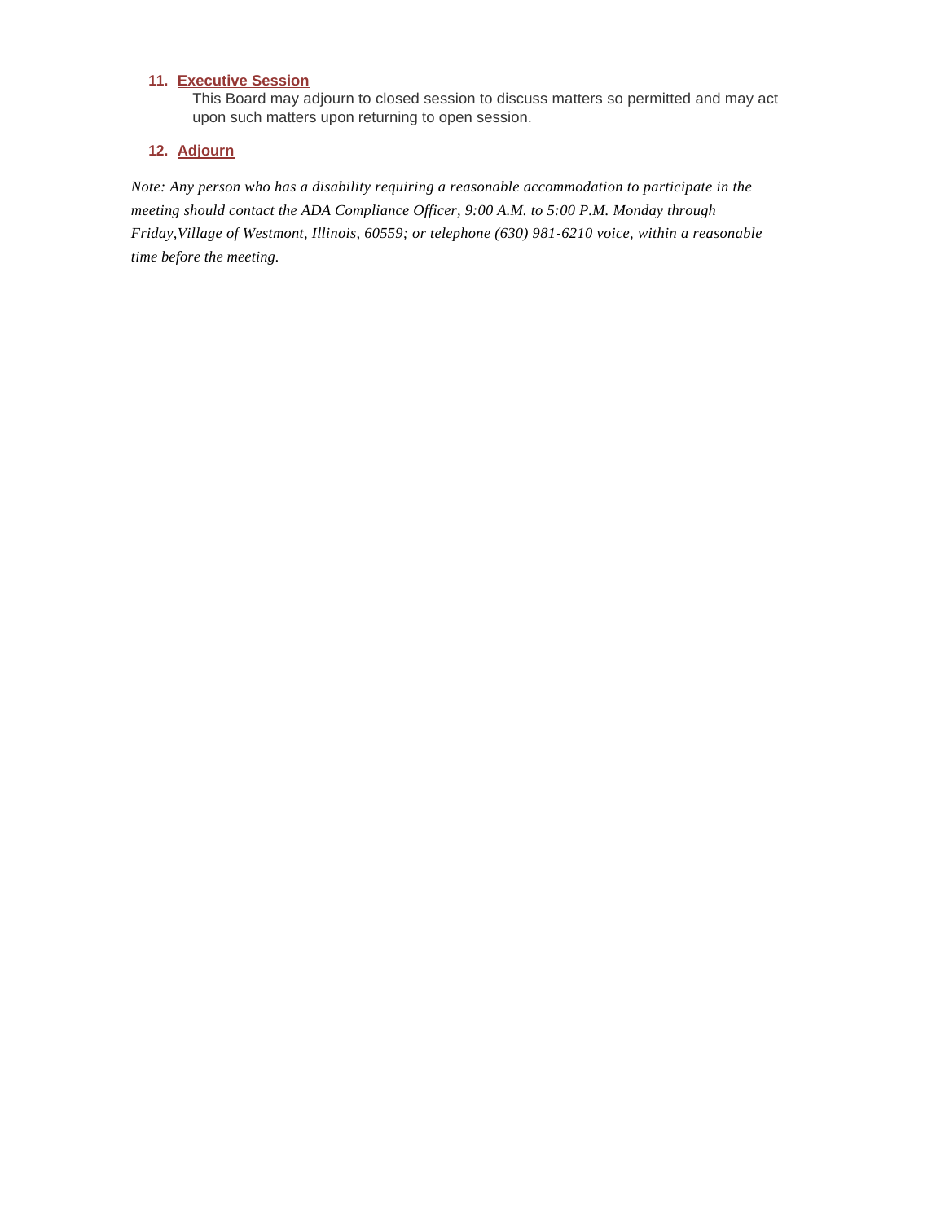11. **Executive Session**

    This Board may adjourn to closed session to discuss matters so permitted and may act upon such matters upon returning to open session.

12. **Adjourn**

*Note: Any person who has a disability requiring a reasonable accommodation to participate in the meeting should contact the ADA Compliance Officer, 9:00 A.M. to 5:00 P.M. Monday through Friday,Village of Westmont, Illinois, 60559; or telephone (630) 981-6210 voice, within a reasonable time before the meeting.*